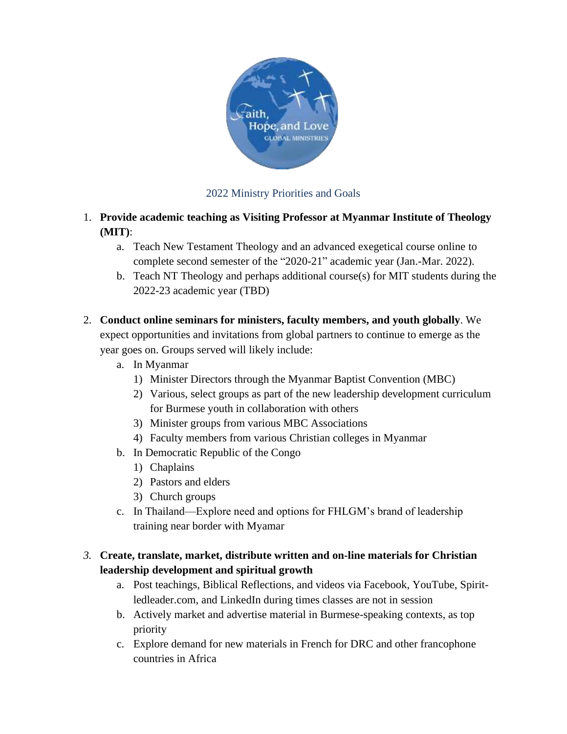2022 Ministry Priorities and Goals

1. **Provide academic teaching as Visiting Professor at Myanmar Institute of Theology (MIT)**:
   a. Teach New Testament Theology and an advanced exegetical course online to complete second semester of the "2020-21" academic year (Jan.-Mar. 2022).
   b. Teach NT Theology and perhaps additional course(s) for MIT students during the 2022-23 academic year (TBD)

2. **Conduct online seminars for ministers, faculty members, and youth globally**. We expect opportunities and invitations from global partners to continue to emerge as the year goes on. Groups served will likely include:
   a. In Myanmar
      1) Minister Directors through the Myanmar Baptist Convention (MBC)
      2) Various, select groups as part of the new leadership development curriculum for Burmese youth in collaboration with others
      3) Minister groups from various MBC Associations
      4) Faculty members from various Christian colleges in Myanmar
   b. In Democratic Republic of the Congo
      1) Chaplains
      2) Pastors and elders
      3) Church groups
   c. In Thailand—Explore need and options for FHLGM's brand of leadership training near border with Myamar

3. **Create, translate, market, distribute written and on-line materials for Christian leadership development and spiritual growth**
   a. Post teachings, Biblical Reflections, and videos via Facebook, YouTube, Spirit-ledleader.com, and LinkedIn during times classes are not in session
   b. Actively market and advertise material in Burmese-speaking contexts, as top priority
   c. Explore demand for new materials in French for DRC and other francophone countries in Africa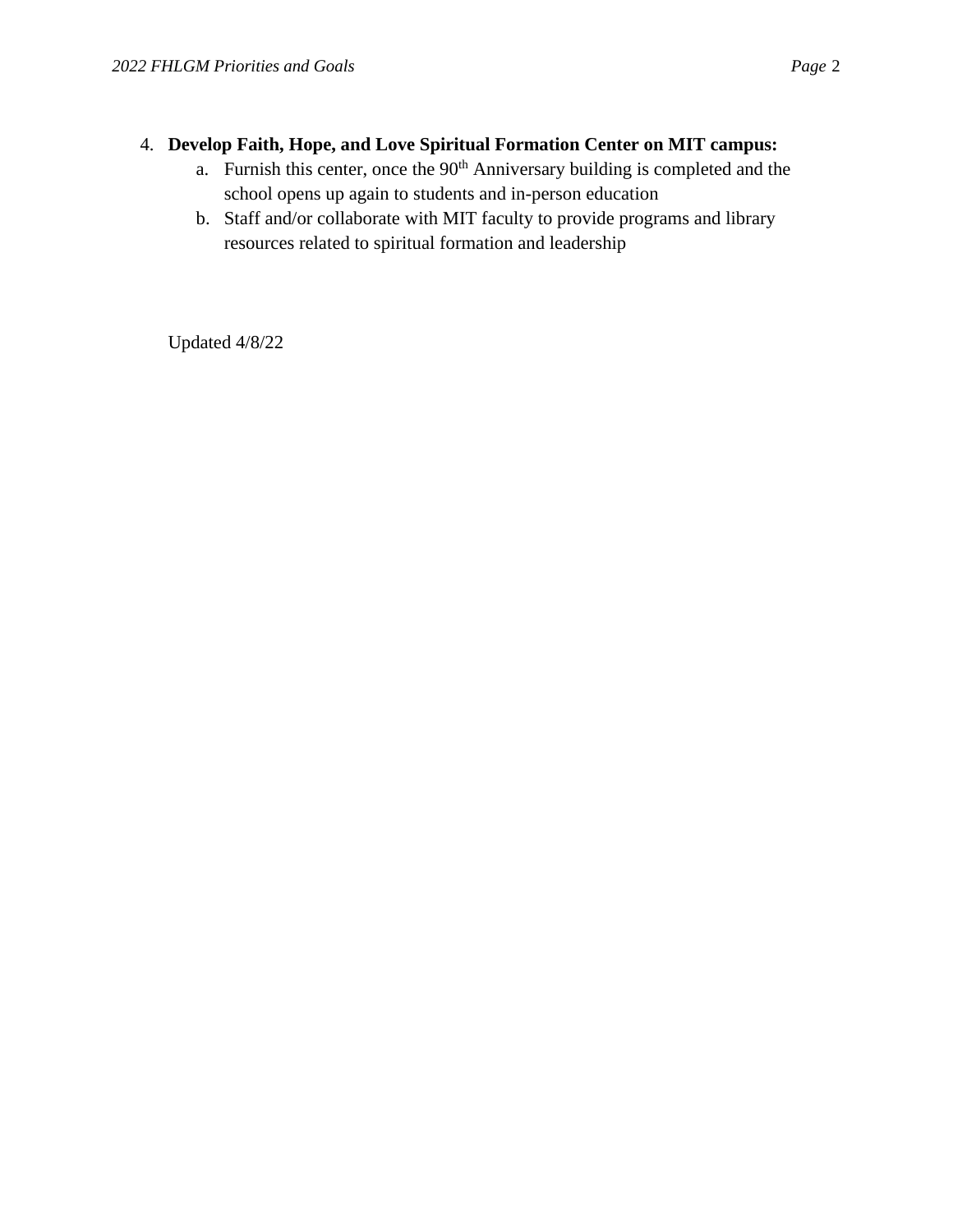4. **Develop Faith, Hope, and Love Spiritual Formation Center on MIT campus:**
    a. Furnish this center, once the 90th Anniversary building is completed and the school opens up again to students and in-person education
    b. Staff and/or collaborate with MIT faculty to provide programs and library resources related to spiritual formation and leadership

Updated 4/8/22